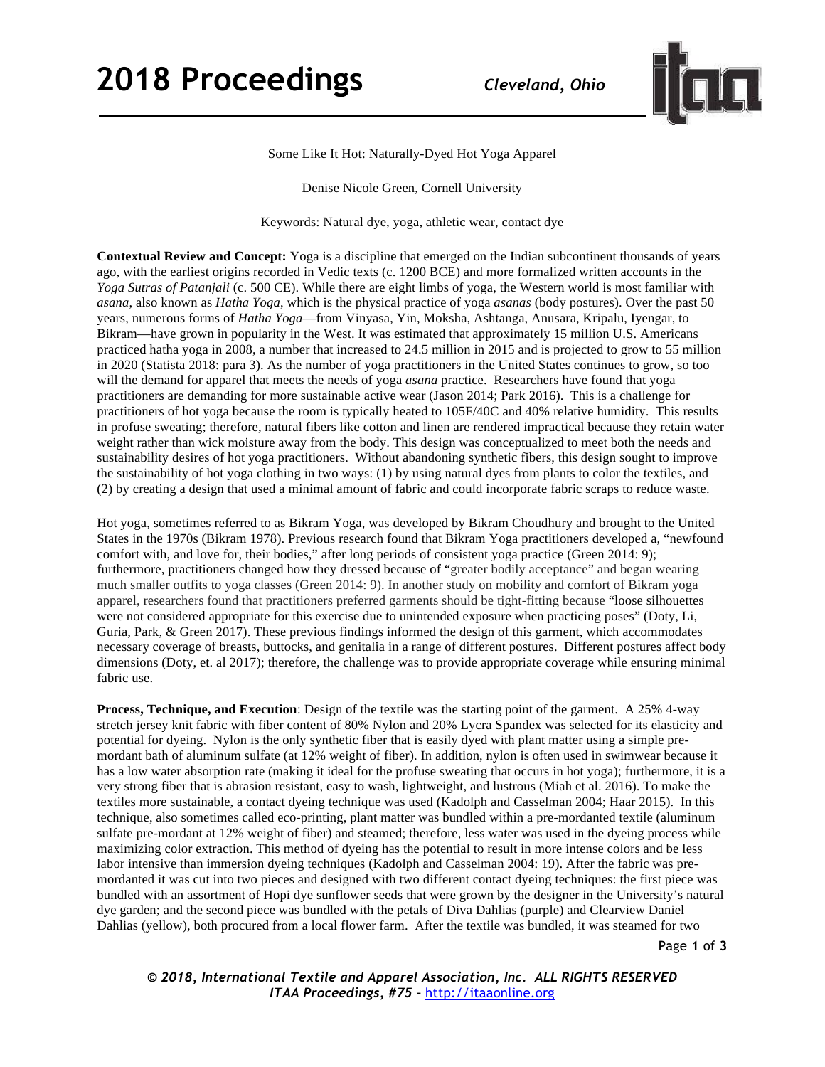Some Like It Hot: Naturally-Dyed Hot Yoga Apparel

Denise Nicole Green, Cornell University

Keywords: Natural dye, yoga, athletic wear, contact dye

**Contextual Review and Concept:** Yoga is a discipline that emerged on the Indian subcontinent thousands of years ago, with the earliest origins recorded in Vedic texts (c. 1200 BCE) and more formalized written accounts in the *Yoga Sutras of Patanjali* (c. 500 CE). While there are eight limbs of yoga, the Western world is most familiar with *asana*, also known as *Hatha Yoga*, which is the physical practice of yoga *asanas* (body postures). Over the past 50 years, numerous forms of *Hatha Yoga*—from Vinyasa, Yin, Moksha, Ashtanga, Anusara, Kripalu, Iyengar, to Bikram—have grown in popularity in the West. It was estimated that approximately 15 million U.S. Americans practiced hatha yoga in 2008, a number that increased to 24.5 million in 2015 and is projected to grow to 55 million in 2020 (Statista 2018: para 3). As the number of yoga practitioners in the United States continues to grow, so too will the demand for apparel that meets the needs of yoga *asana* practice. Researchers have found that yoga practitioners are demanding for more sustainable active wear (Jason 2014; Park 2016). This is a challenge for practitioners of hot yoga because the room is typically heated to 105F/40C and 40% relative humidity. This results in profuse sweating; therefore, natural fibers like cotton and linen are rendered impractical because they retain water weight rather than wick moisture away from the body. This design was conceptualized to meet both the needs and sustainability desires of hot yoga practitioners. Without abandoning synthetic fibers, this design sought to improve the sustainability of hot yoga clothing in two ways: (1) by using natural dyes from plants to color the textiles, and (2) by creating a design that used a minimal amount of fabric and could incorporate fabric scraps to reduce waste.

Hot yoga, sometimes referred to as Bikram Yoga, was developed by Bikram Choudhury and brought to the United States in the 1970s (Bikram 1978). Previous research found that Bikram Yoga practitioners developed a, "newfound comfort with, and love for, their bodies," after long periods of consistent yoga practice (Green 2014: 9); furthermore, practitioners changed how they dressed because of "greater bodily acceptance" and began wearing much smaller outfits to yoga classes (Green 2014: 9). In another study on mobility and comfort of Bikram yoga apparel, researchers found that practitioners preferred garments should be tight-fitting because "loose silhouettes were not considered appropriate for this exercise due to unintended exposure when practicing poses" (Doty, Li, Guria, Park, & Green 2017). These previous findings informed the design of this garment, which accommodates necessary coverage of breasts, buttocks, and genitalia in a range of different postures. Different postures affect body dimensions (Doty, et. al 2017); therefore, the challenge was to provide appropriate coverage while ensuring minimal fabric use.

**Process, Technique, and Execution**: Design of the textile was the starting point of the garment. A 25% 4-way stretch jersey knit fabric with fiber content of 80% Nylon and 20% Lycra Spandex was selected for its elasticity and potential for dyeing. Nylon is the only synthetic fiber that is easily dyed with plant matter using a simple pre-mordant bath of aluminum sulfate (at 12% weight of fiber). In addition, nylon is often used in swimwear because it has a low water absorption rate (making it ideal for the profuse sweating that occurs in hot yoga); furthermore, it is a very strong fiber that is abrasion resistant, easy to wash, lightweight, and lustrous (Miah et al. 2016). To make the textiles more sustainable, a contact dyeing technique was used (Kadolph and Casselman 2004; Haar 2015). In this technique, also sometimes called eco-printing, plant matter was bundled within a pre-mordanted textile (aluminum sulfate pre-mordant at 12% weight of fiber) and steamed; therefore, less water was used in the dyeing process while maximizing color extraction. This method of dyeing has the potential to result in more intense colors and be less labor intensive than immersion dyeing techniques (Kadolph and Casselman 2004: 19). After the fabric was pre-mordanted it was cut into two pieces and designed with two different contact dyeing techniques: the first piece was bundled with an assortment of Hopi dye sunflower seeds that were grown by the designer in the University's natural dye garden; and the second piece was bundled with the petals of Diva Dahlias (purple) and Clearview Daniel Dahlias (yellow), both procured from a local flower farm. After the textile was bundled, it was steamed for two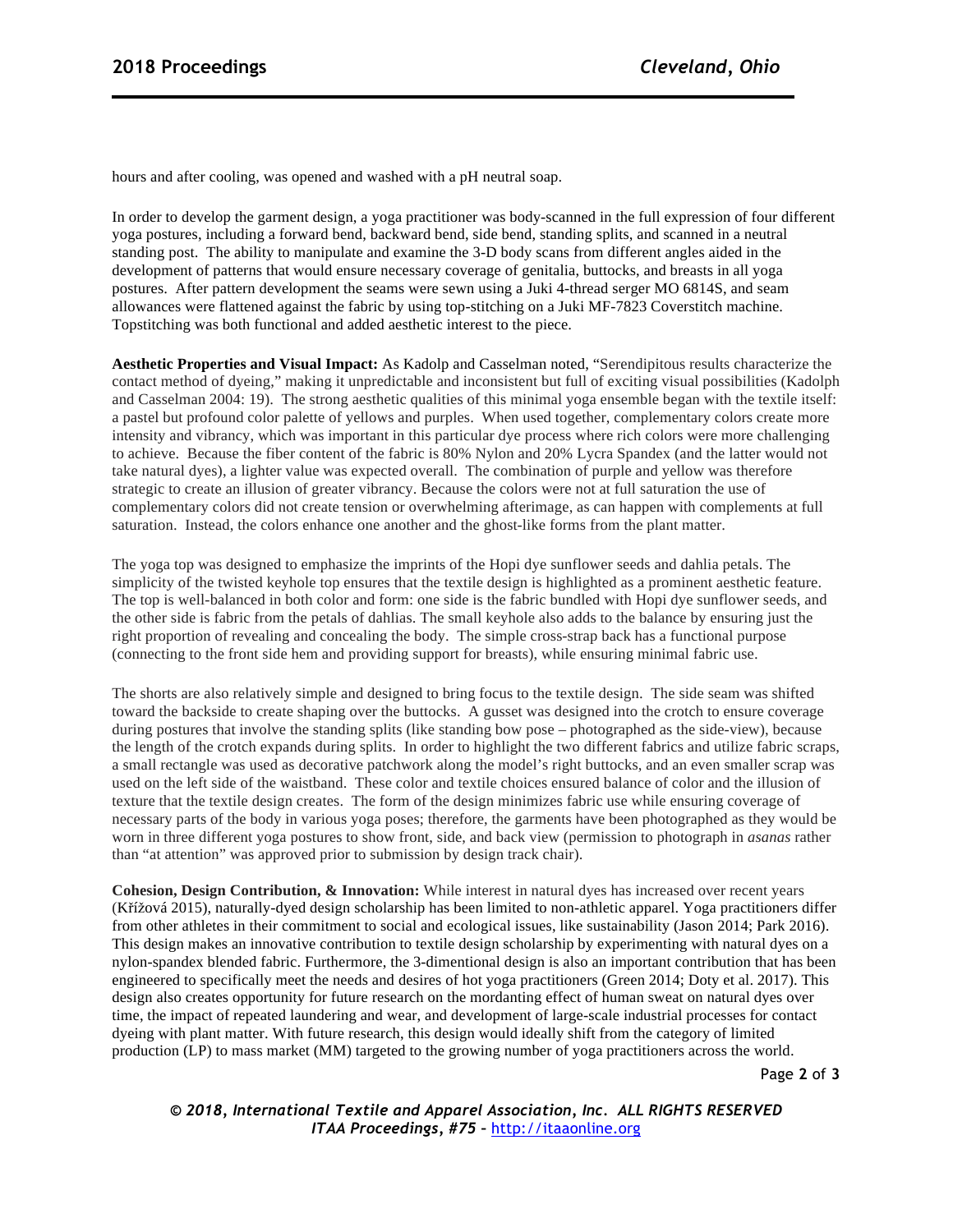hours and after cooling, was opened and washed with a pH neutral soap.

In order to develop the garment design, a yoga practitioner was body-scanned in the full expression of four different yoga postures, including a forward bend, backward bend, side bend, standing splits, and scanned in a neutral standing post. The ability to manipulate and examine the 3-D body scans from different angles aided in the development of patterns that would ensure necessary coverage of genitalia, buttocks, and breasts in all yoga postures. After pattern development the seams were sewn using a Juki 4-thread serger MO 6814S, and seam allowances were flattened against the fabric by using top-stitching on a Juki MF-7823 Coverstitch machine. Topstitching was both functional and added aesthetic interest to the piece.

**Aesthetic Properties and Visual Impact:** As Kadolp and Casselman noted, "Serendipitous results characterize the contact method of dyeing," making it unpredictable and inconsistent but full of exciting visual possibilities (Kadolph and Casselman 2004: 19). The strong aesthetic qualities of this minimal yoga ensemble began with the textile itself: a pastel but profound color palette of yellows and purples. When used together, complementary colors create more intensity and vibrancy, which was important in this particular dye process where rich colors were more challenging to achieve. Because the fiber content of the fabric is 80% Nylon and 20% Lycra Spandex (and the latter would not take natural dyes), a lighter value was expected overall. The combination of purple and yellow was therefore strategic to create an illusion of greater vibrancy. Because the colors were not at full saturation the use of complementary colors did not create tension or overwhelming afterimage, as can happen with complements at full saturation. Instead, the colors enhance one another and the ghost-like forms from the plant matter.

The yoga top was designed to emphasize the imprints of the Hopi dye sunflower seeds and dahlia petals. The simplicity of the twisted keyhole top ensures that the textile design is highlighted as a prominent aesthetic feature. The top is well-balanced in both color and form: one side is the fabric bundled with Hopi dye sunflower seeds, and the other side is fabric from the petals of dahlias. The small keyhole also adds to the balance by ensuring just the right proportion of revealing and concealing the body. The simple cross-strap back has a functional purpose (connecting to the front side hem and providing support for breasts), while ensuring minimal fabric use.

The shorts are also relatively simple and designed to bring focus to the textile design. The side seam was shifted toward the backside to create shaping over the buttocks. A gusset was designed into the crotch to ensure coverage during postures that involve the standing splits (like standing bow pose – photographed as the side-view), because the length of the crotch expands during splits. In order to highlight the two different fabrics and utilize fabric scraps, a small rectangle was used as decorative patchwork along the model's right buttocks, and an even smaller scrap was used on the left side of the waistband. These color and textile choices ensured balance of color and the illusion of texture that the textile design creates. The form of the design minimizes fabric use while ensuring coverage of necessary parts of the body in various yoga poses; therefore, the garments have been photographed as they would be worn in three different yoga postures to show front, side, and back view (permission to photograph in *asanas* rather than "at attention" was approved prior to submission by design track chair).

**Cohesion, Design Contribution, & Innovation:** While interest in natural dyes has increased over recent years (Křížová 2015), naturally-dyed design scholarship has been limited to non-athletic apparel. Yoga practitioners differ from other athletes in their commitment to social and ecological issues, like sustainability (Jason 2014; Park 2016). This design makes an innovative contribution to textile design scholarship by experimenting with natural dyes on a nylon-spandex blended fabric. Furthermore, the 3-dimentional design is also an important contribution that has been engineered to specifically meet the needs and desires of hot yoga practitioners (Green 2014; Doty et al. 2017). This design also creates opportunity for future research on the mordanting effect of human sweat on natural dyes over time, the impact of repeated laundering and wear, and development of large-scale industrial processes for contact dyeing with plant matter. With future research, this design would ideally shift from the category of limited production (LP) to mass market (MM) targeted to the growing number of yoga practitioners across the world.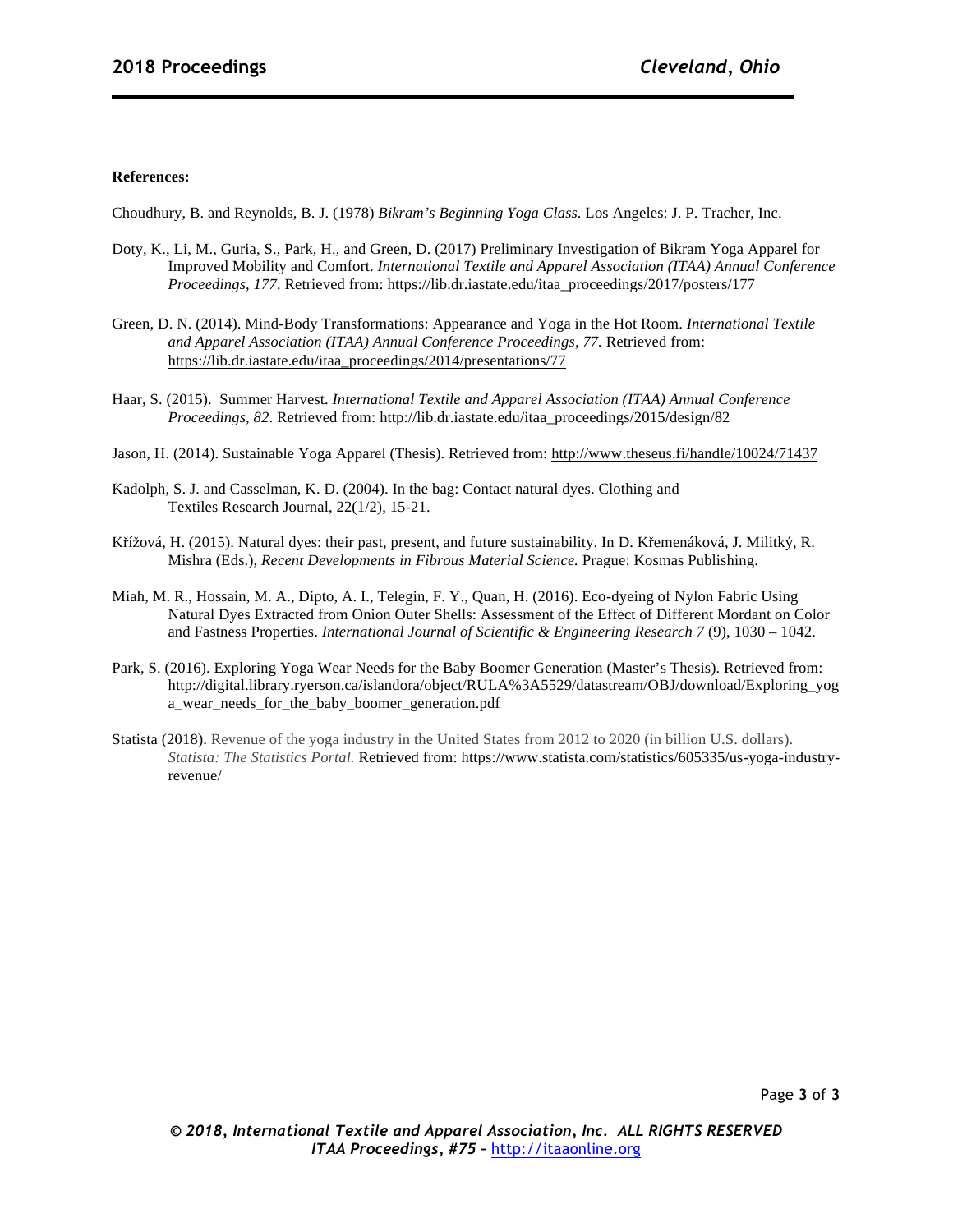**References:**

Choudhury, B. and Reynolds, B. J. (1978) *Bikram's Beginning Yoga Class*. Los Angeles: J. P. Tracher, Inc.

Doty, K., Li, M., Guria, S., Park, H., and Green, D. (2017) Preliminary Investigation of Bikram Yoga Apparel for Improved Mobility and Comfort. *International Textile and Apparel Association (ITAA) Annual Conference Proceedings, 177*. Retrieved from: https://lib.dr.iastate.edu/itaa_proceedings/2017/posters/177

Green, D. N. (2014). Mind-Body Transformations: Appearance and Yoga in the Hot Room. *International Textile and Apparel Association (ITAA) Annual Conference Proceedings, 77.* Retrieved from: https://lib.dr.iastate.edu/itaa_proceedings/2014/presentations/77

Haar, S. (2015). Summer Harvest. *International Textile and Apparel Association (ITAA) Annual Conference Proceedings, 82*. Retrieved from: http://lib.dr.iastate.edu/itaa_proceedings/2015/design/82

Jason, H. (2014). Sustainable Yoga Apparel (Thesis). Retrieved from: http://www.theseus.fi/handle/10024/71437

Kadolph, S. J. and Casselman, K. D. (2004). In the bag: Contact natural dyes. Clothing and Textiles Research Journal, 22(1/2), 15-21.

Křížová, H. (2015). Natural dyes: their past, present, and future sustainability. In D. Křemenáková, J. Militký, R. Mishra (Eds.), *Recent Developments in Fibrous Material Science.* Prague: Kosmas Publishing.

Miah, M. R., Hossain, M. A., Dipto, A. I., Telegin, F. Y., Quan, H. (2016). Eco-dyeing of Nylon Fabric Using Natural Dyes Extracted from Onion Outer Shells: Assessment of the Effect of Different Mordant on Color and Fastness Properties. *International Journal of Scientific & Engineering Research 7* (9), 1030 – 1042.

Park, S. (2016). Exploring Yoga Wear Needs for the Baby Boomer Generation (Master's Thesis). Retrieved from: http://digital.library.ryerson.ca/islandora/object/RULA%3A5529/datastream/OBJ/download/Exploring_yoga_wear_needs_for_the_baby_boomer_generation.pdf

Statista (2018). Revenue of the yoga industry in the United States from 2012 to 2020 (in billion U.S. dollars). *Statista: The Statistics Portal.* Retrieved from: https://www.statista.com/statistics/605335/us-yoga-industry-revenue/

© 2018, International Textile and Apparel Association, Inc. ALL RIGHTS RESERVED
ITAA Proceedings, #75 – http://itaaonline.org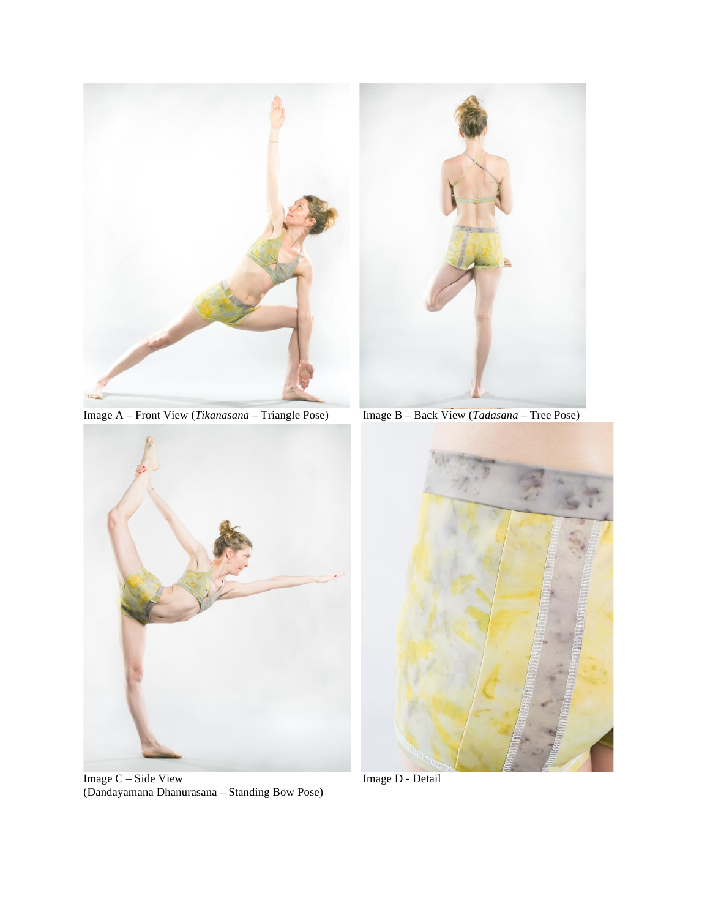Image A – Front View (*Tikanasana* – Triangle Pose)

Image B – Back View (*Tadasana* – Tree Pose)

Image C – Side View
(Dandayamana Dhanurasana – Standing Bow Pose)

Image D - Detail